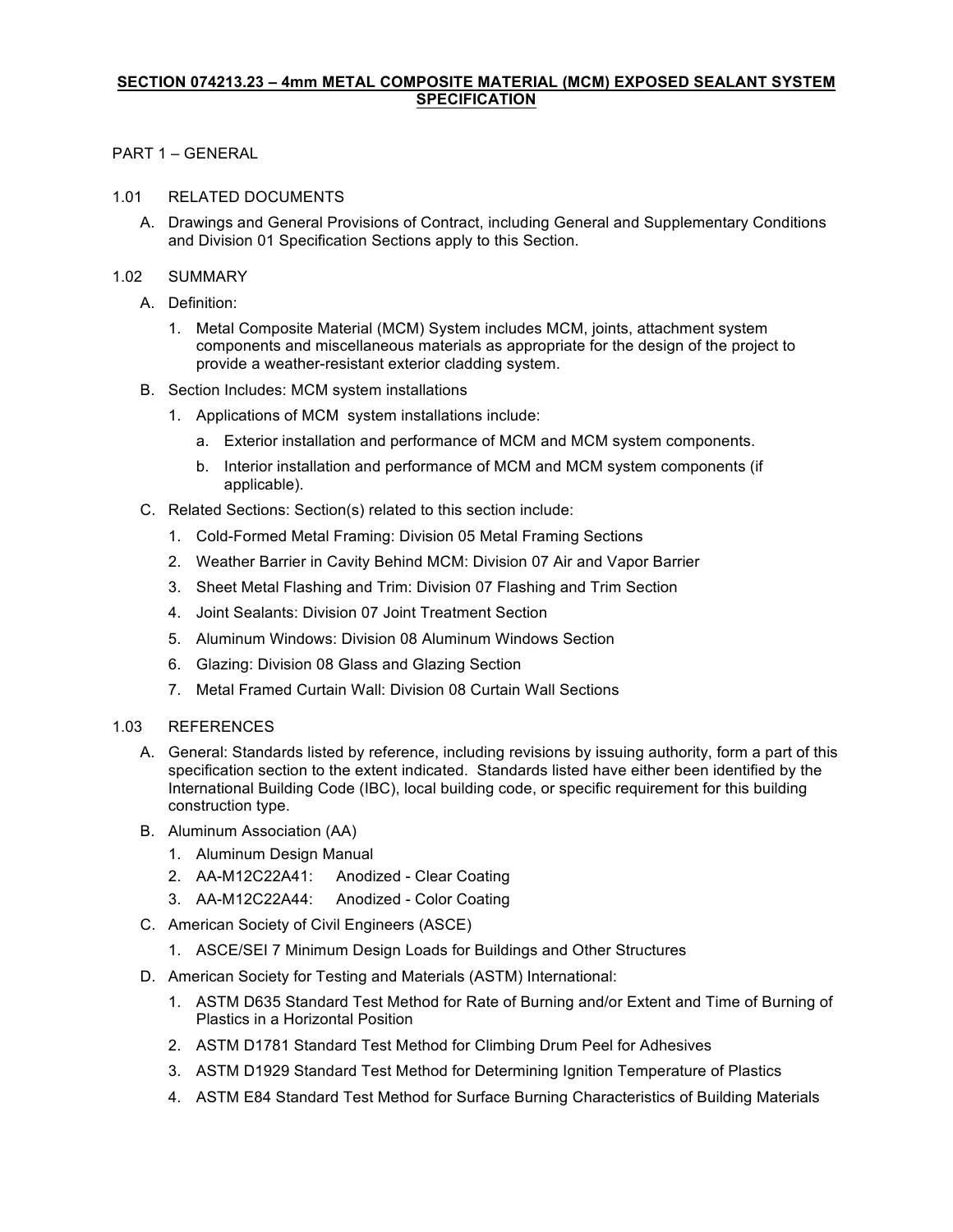# SECTION 074213.23 – 4mm METAL COMPOSITE MATERIAL (MCM) EXPOSED SEALANT SYSTEM SPECIFICATION

## PART 1 – GENERAL

### 1.01 RELATED DOCUMENTS

A. Drawings and General Provisions of Contract, including General and Supplementary Conditions and Division 01 Specification Sections apply to this Section.

### 1.02 SUMMARY

A. Definition:

1. Metal Composite Material (MCM) System includes MCM, joints, attachment system components and miscellaneous materials as appropriate for the design of the project to provide a weather-resistant exterior cladding system.

B. Section Includes: MCM system installations

1. Applications of MCM system installations include:
   a. Exterior installation and performance of MCM and MCM system components.
   b. Interior installation and performance of MCM and MCM system components (if applicable).

C. Related Sections: Section(s) related to this section include:

1. Cold-Formed Metal Framing: Division 05 Metal Framing Sections
2. Weather Barrier in Cavity Behind MCM: Division 07 Air and Vapor Barrier
3. Sheet Metal Flashing and Trim: Division 07 Flashing and Trim Section
4. Joint Sealants: Division 07 Joint Treatment Section
5. Aluminum Windows: Division 08 Aluminum Windows Section
6. Glazing: Division 08 Glass and Glazing Section
7. Metal Framed Curtain Wall: Division 08 Curtain Wall Sections

### 1.03 REFERENCES

A. General: Standards listed by reference, including revisions by issuing authority, form a part of this specification section to the extent indicated. Standards listed have either been identified by the International Building Code (IBC), local building code, or specific requirement for this building construction type.

B. Aluminum Association (AA)

1. Aluminum Design Manual
2. AA-M12C22A41: Anodized - Clear Coating
3. AA-M12C22A44: Anodized - Color Coating

C. American Society of Civil Engineers (ASCE)

1. ASCE/SEI 7 Minimum Design Loads for Buildings and Other Structures

D. American Society for Testing and Materials (ASTM) International:

1. ASTM D635 Standard Test Method for Rate of Burning and/or Extent and Time of Burning of Plastics in a Horizontal Position
2. ASTM D1781 Standard Test Method for Climbing Drum Peel for Adhesives
3. ASTM D1929 Standard Test Method for Determining Ignition Temperature of Plastics
4. ASTM E84 Standard Test Method for Surface Burning Characteristics of Building Materials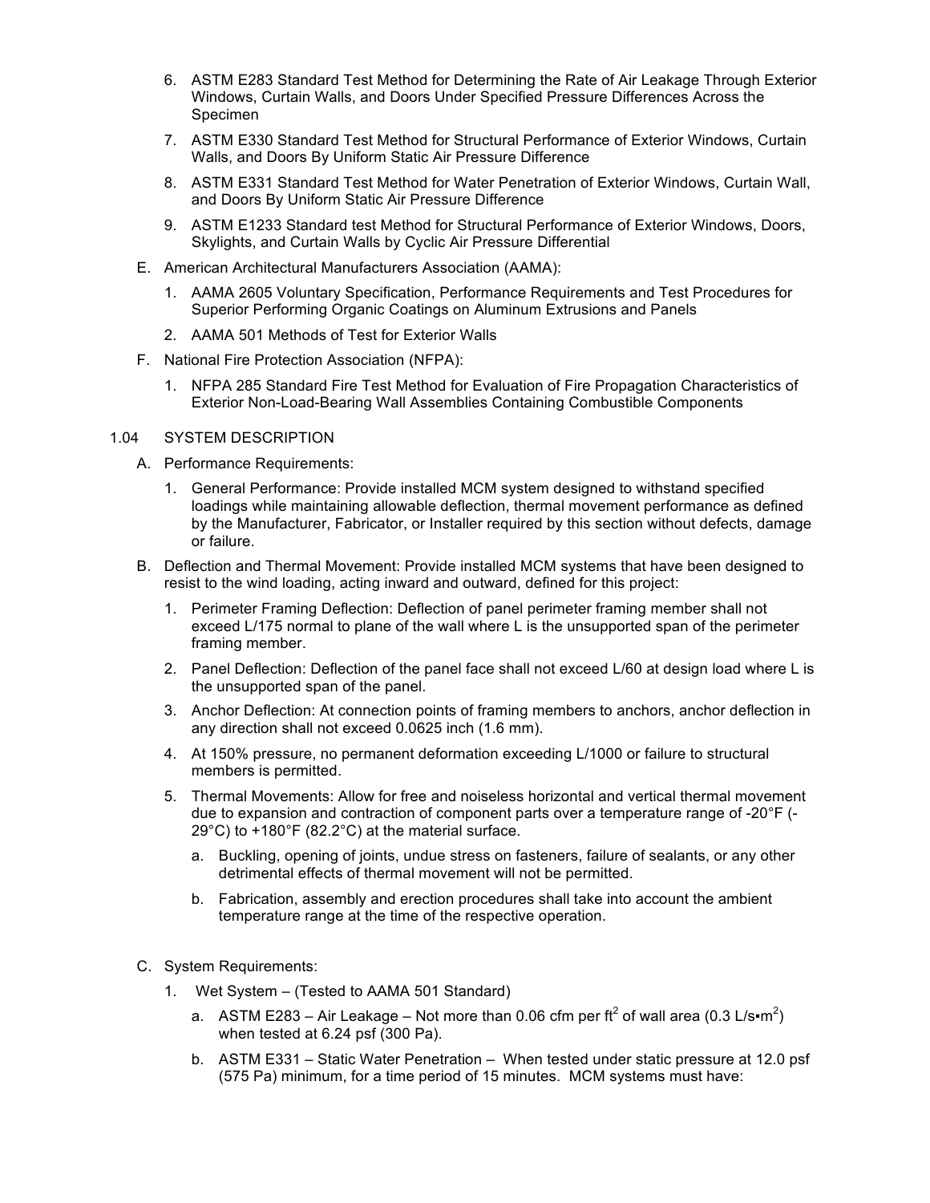6. ASTM E283 Standard Test Method for Determining the Rate of Air Leakage Through Exterior Windows, Curtain Walls, and Doors Under Specified Pressure Differences Across the Specimen
7. ASTM E330 Standard Test Method for Structural Performance of Exterior Windows, Curtain Walls, and Doors By Uniform Static Air Pressure Difference
8. ASTM E331 Standard Test Method for Water Penetration of Exterior Windows, Curtain Wall, and Doors By Uniform Static Air Pressure Difference
9. ASTM E1233 Standard test Method for Structural Performance of Exterior Windows, Doors, Skylights, and Curtain Walls by Cyclic Air Pressure Differential

E. American Architectural Manufacturers Association (AAMA):
   1. AAMA 2605 Voluntary Specification, Performance Requirements and Test Procedures for Superior Performing Organic Coatings on Aluminum Extrusions and Panels
   2. AAMA 501 Methods of Test for Exterior Walls

F. National Fire Protection Association (NFPA):
   1. NFPA 285 Standard Fire Test Method for Evaluation of Fire Propagation Characteristics of Exterior Non-Load-Bearing Wall Assemblies Containing Combustible Components

1.04 SYSTEM DESCRIPTION

A. Performance Requirements:
   1. General Performance: Provide installed MCM system designed to withstand specified loadings while maintaining allowable deflection, thermal movement performance as defined by the Manufacturer, Fabricator, or Installer required by this section without defects, damage or failure.

B. Deflection and Thermal Movement: Provide installed MCM systems that have been designed to resist to the wind loading, acting inward and outward, defined for this project:
   1. Perimeter Framing Deflection: Deflection of panel perimeter framing member shall not exceed L/175 normal to plane of the wall where L is the unsupported span of the perimeter framing member.
   2. Panel Deflection: Deflection of the panel face shall not exceed L/60 at design load where L is the unsupported span of the panel.
   3. Anchor Deflection: At connection points of framing members to anchors, anchor deflection in any direction shall not exceed 0.0625 inch (1.6 mm).
   4. At 150% pressure, no permanent deformation exceeding L/1000 or failure to structural members is permitted.
   5. Thermal Movements: Allow for free and noiseless horizontal and vertical thermal movement due to expansion and contraction of component parts over a temperature range of -20°F (-29°C) to +180°F (82.2°C) at the material surface.
      a. Buckling, opening of joints, undue stress on fasteners, failure of sealants, or any other detrimental effects of thermal movement will not be permitted.
      b. Fabrication, assembly and erection procedures shall take into account the ambient temperature range at the time of the respective operation.

C. System Requirements:
   1. Wet System – (Tested to AAMA 501 Standard)
      a. ASTM E283 – Air Leakage – Not more than 0.06 cfm per $ft^2$ of wall area (0.3 L/s•$m^2$) when tested at 6.24 psf (300 Pa).
      b. ASTM E331 – Static Water Penetration – When tested under static pressure at 12.0 psf (575 Pa) minimum, for a time period of 15 minutes. MCM systems must have: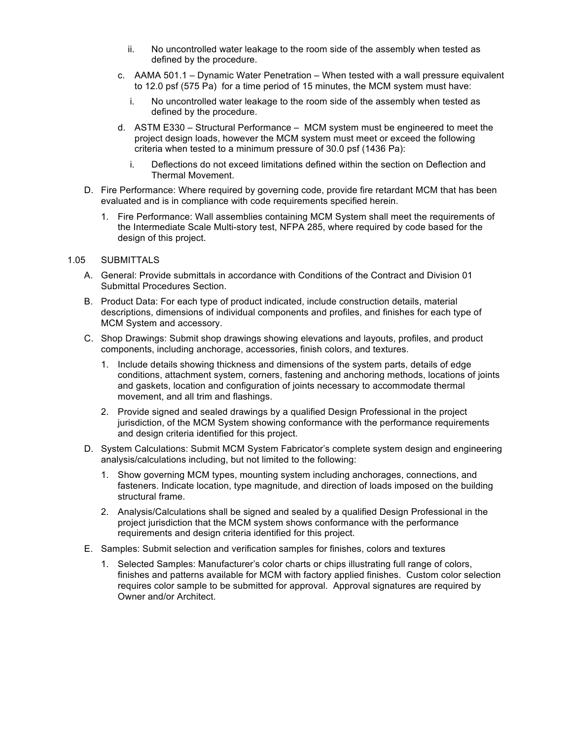ii. No uncontrolled water leakage to the room side of the assembly when tested as defined by the procedure.

c. AAMA 501.1 – Dynamic Water Penetration – When tested with a wall pressure equivalent to 12.0 psf (575 Pa) for a time period of 15 minutes, the MCM system must have:

   i. No uncontrolled water leakage to the room side of the assembly when tested as defined by the procedure.

d. ASTM E330 – Structural Performance – MCM system must be engineered to meet the project design loads, however the MCM system must meet or exceed the following criteria when tested to a minimum pressure of 30.0 psf (1436 Pa):

   i. Deflections do not exceed limitations defined within the section on Deflection and Thermal Movement.

D. Fire Performance: Where required by governing code, provide fire retardant MCM that has been evaluated and is in compliance with code requirements specified herein.

   1. Fire Performance: Wall assemblies containing MCM System shall meet the requirements of the Intermediate Scale Multi-story test, NFPA 285, where required by code based for the design of this project.

1.05 SUBMITTALS

A. General: Provide submittals in accordance with Conditions of the Contract and Division 01 Submittal Procedures Section.

B. Product Data: For each type of product indicated, include construction details, material descriptions, dimensions of individual components and profiles, and finishes for each type of MCM System and accessory.

C. Shop Drawings: Submit shop drawings showing elevations and layouts, profiles, and product components, including anchorage, accessories, finish colors, and textures.

   1. Include details showing thickness and dimensions of the system parts, details of edge conditions, attachment system, corners, fastening and anchoring methods, locations of joints and gaskets, location and configuration of joints necessary to accommodate thermal movement, and all trim and flashings.
   2. Provide signed and sealed drawings by a qualified Design Professional in the project jurisdiction, of the MCM System showing conformance with the performance requirements and design criteria identified for this project.

D. System Calculations: Submit MCM System Fabricator's complete system design and engineering analysis/calculations including, but not limited to the following:

   1. Show governing MCM types, mounting system including anchorages, connections, and fasteners. Indicate location, type magnitude, and direction of loads imposed on the building structural frame.
   2. Analysis/Calculations shall be signed and sealed by a qualified Design Professional in the project jurisdiction that the MCM system shows conformance with the performance requirements and design criteria identified for this project.

E. Samples: Submit selection and verification samples for finishes, colors and textures

   1. Selected Samples: Manufacturer's color charts or chips illustrating full range of colors, finishes and patterns available for MCM with factory applied finishes. Custom color selection requires color sample to be submitted for approval. Approval signatures are required by Owner and/or Architect.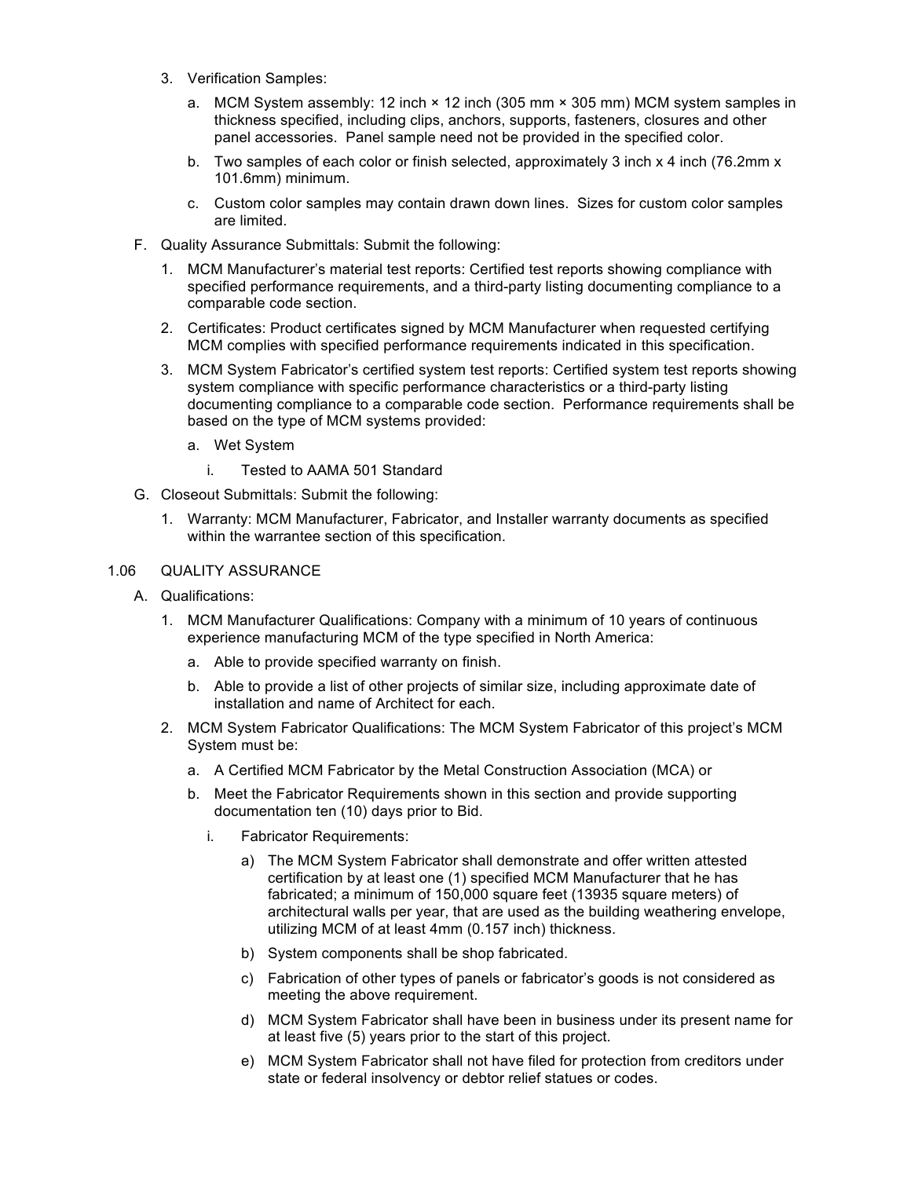3. Verification Samples:

   a. MCM System assembly: 12 inch × 12 inch (305 mm × 305 mm) MCM system samples in thickness specified, including clips, anchors, supports, fasteners, closures and other panel accessories. Panel sample need not be provided in the specified color.

   b. Two samples of each color or finish selected, approximately 3 inch x 4 inch (76.2mm x 101.6mm) minimum.

   c. Custom color samples may contain drawn down lines. Sizes for custom color samples are limited.

F. Quality Assurance Submittals: Submit the following:

   1. MCM Manufacturer's material test reports: Certified test reports showing compliance with specified performance requirements, and a third-party listing documenting compliance to a comparable code section.

   2. Certificates: Product certificates signed by MCM Manufacturer when requested certifying MCM complies with specified performance requirements indicated in this specification.

   3. MCM System Fabricator's certified system test reports: Certified system test reports showing system compliance with specific performance characteristics or a third-party listing documenting compliance to a comparable code section. Performance requirements shall be based on the type of MCM systems provided:

      a. Wet System

         i. Tested to AAMA 501 Standard

G. Closeout Submittals: Submit the following:

   1. Warranty: MCM Manufacturer, Fabricator, and Installer warranty documents as specified within the warrantee section of this specification.

1.06 QUALITY ASSURANCE

A. Qualifications:

   1. MCM Manufacturer Qualifications: Company with a minimum of 10 years of continuous experience manufacturing MCM of the type specified in North America:

      a. Able to provide specified warranty on finish.

      b. Able to provide a list of other projects of similar size, including approximate date of installation and name of Architect for each.

   2. MCM System Fabricator Qualifications: The MCM System Fabricator of this project's MCM System must be:

      a. A Certified MCM Fabricator by the Metal Construction Association (MCA) or

      b. Meet the Fabricator Requirements shown in this section and provide supporting documentation ten (10) days prior to Bid.

         i. Fabricator Requirements:

            a) The MCM System Fabricator shall demonstrate and offer written attested certification by at least one (1) specified MCM Manufacturer that he has fabricated; a minimum of 150,000 square feet (13935 square meters) of architectural walls per year, that are used as the building weathering envelope, utilizing MCM of at least 4mm (0.157 inch) thickness.

            b) System components shall be shop fabricated.

            c) Fabrication of other types of panels or fabricator's goods is not considered as meeting the above requirement.

            d) MCM System Fabricator shall have been in business under its present name for at least five (5) years prior to the start of this project.

            e) MCM System Fabricator shall not have filed for protection from creditors under state or federal insolvency or debtor relief statues or codes.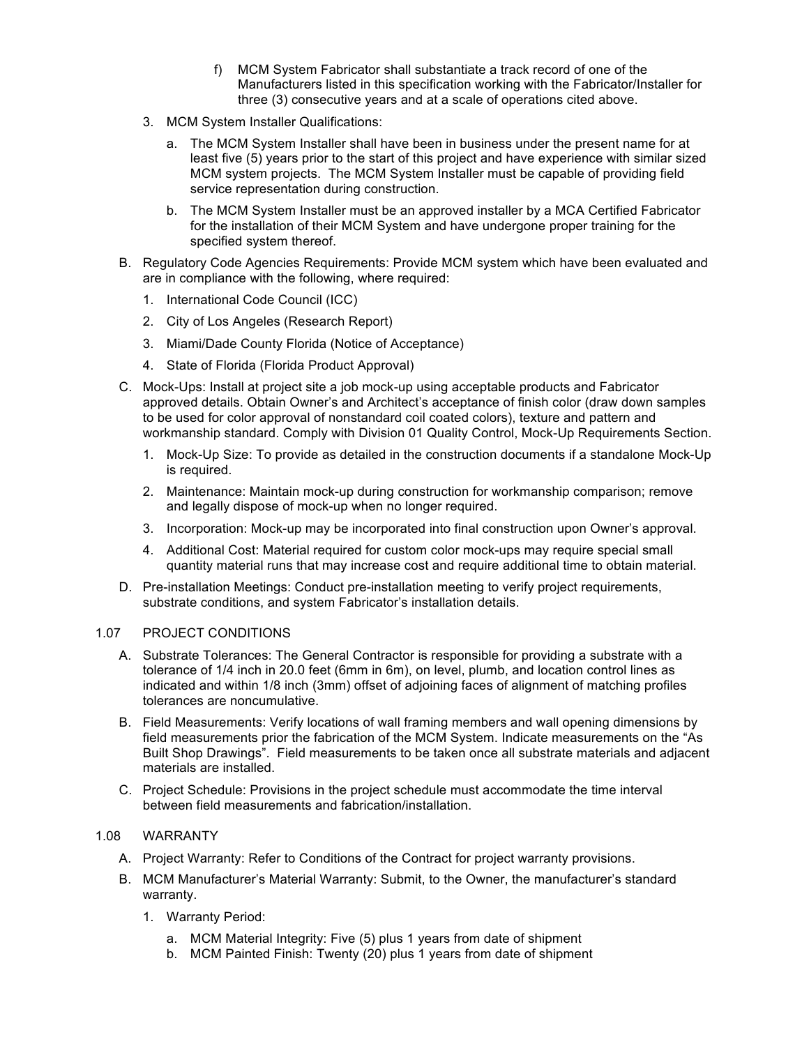f) MCM System Fabricator shall substantiate a track record of one of the Manufacturers listed in this specification working with the Fabricator/Installer for three (3) consecutive years and at a scale of operations cited above.

3. MCM System Installer Qualifications:

   a. The MCM System Installer shall have been in business under the present name for at least five (5) years prior to the start of this project and have experience with similar sized MCM system projects. The MCM System Installer must be capable of providing field service representation during construction.

   b. The MCM System Installer must be an approved installer by a MCA Certified Fabricator for the installation of their MCM System and have undergone proper training for the specified system thereof.

B. Regulatory Code Agencies Requirements: Provide MCM system which have been evaluated and are in compliance with the following, where required:

   1. International Code Council (ICC)
   2. City of Los Angeles (Research Report)
   3. Miami/Dade County Florida (Notice of Acceptance)
   4. State of Florida (Florida Product Approval)

C. Mock-Ups: Install at project site a job mock-up using acceptable products and Fabricator approved details. Obtain Owner's and Architect's acceptance of finish color (draw down samples to be used for color approval of nonstandard coil coated colors), texture and pattern and workmanship standard. Comply with Division 01 Quality Control, Mock-Up Requirements Section.

   1. Mock-Up Size: To provide as detailed in the construction documents if a standalone Mock-Up is required.
   2. Maintenance: Maintain mock-up during construction for workmanship comparison; remove and legally dispose of mock-up when no longer required.
   3. Incorporation: Mock-up may be incorporated into final construction upon Owner's approval.
   4. Additional Cost: Material required for custom color mock-ups may require special small quantity material runs that may increase cost and require additional time to obtain material.

D. Pre-installation Meetings: Conduct pre-installation meeting to verify project requirements, substrate conditions, and system Fabricator's installation details.

## 1.07 PROJECT CONDITIONS

A. Substrate Tolerances: The General Contractor is responsible for providing a substrate with a tolerance of 1/4 inch in 20.0 feet (6mm in 6m), on level, plumb, and location control lines as indicated and within 1/8 inch (3mm) offset of adjoining faces of alignment of matching profiles tolerances are noncumulative.

B. Field Measurements: Verify locations of wall framing members and wall opening dimensions by field measurements prior the fabrication of the MCM System. Indicate measurements on the "As Built Shop Drawings". Field measurements to be taken once all substrate materials and adjacent materials are installed.

C. Project Schedule: Provisions in the project schedule must accommodate the time interval between field measurements and fabrication/installation.

## 1.08 WARRANTY

A. Project Warranty: Refer to Conditions of the Contract for project warranty provisions.

B. MCM Manufacturer's Material Warranty: Submit, to the Owner, the manufacturer's standard warranty.

   1. Warranty Period:

      a. MCM Material Integrity: Five (5) plus 1 years from date of shipment
      b. MCM Painted Finish: Twenty (20) plus 1 years from date of shipment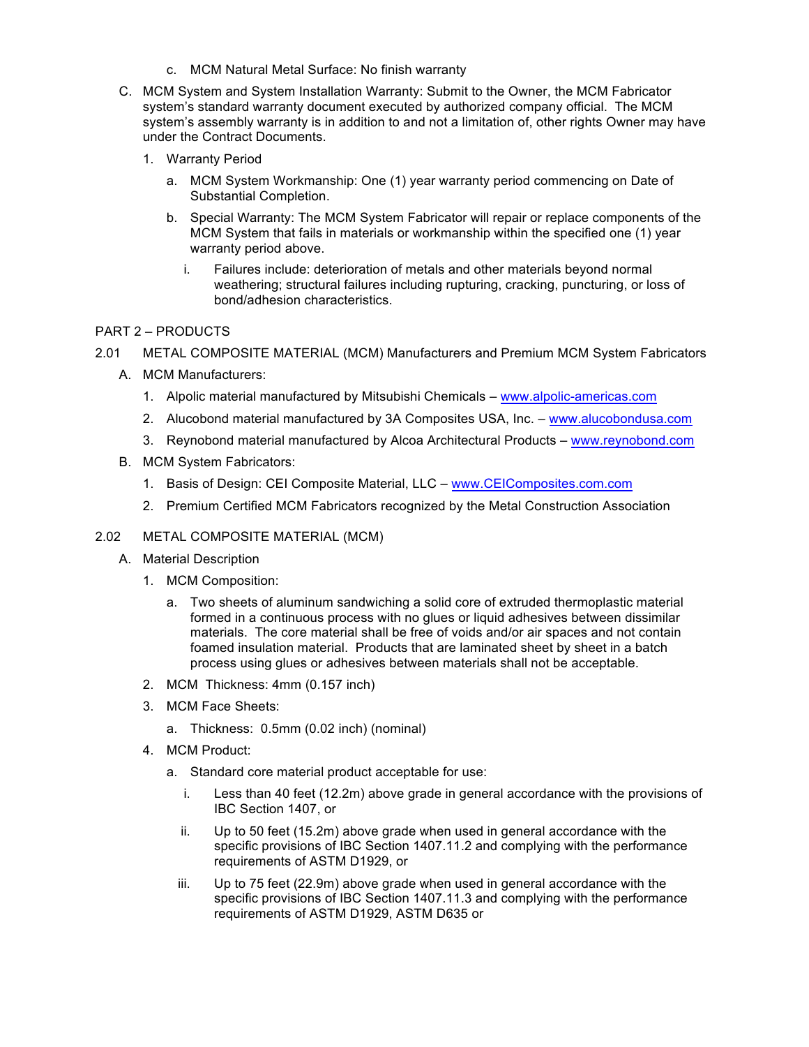c. MCM Natural Metal Surface: No finish warranty

C. MCM System and System Installation Warranty: Submit to the Owner, the MCM Fabricator system's standard warranty document executed by authorized company official. The MCM system's assembly warranty is in addition to and not a limitation of, other rights Owner may have under the Contract Documents.

1. Warranty Period

   a. MCM System Workmanship: One (1) year warranty period commencing on Date of Substantial Completion.

   b. Special Warranty: The MCM System Fabricator will repair or replace components of the MCM System that fails in materials or workmanship within the specified one (1) year warranty period above.

      i. Failures include: deterioration of metals and other materials beyond normal weathering; structural failures including rupturing, cracking, puncturing, or loss of bond/adhesion characteristics.

PART 2 – PRODUCTS

2.01 METAL COMPOSITE MATERIAL (MCM) Manufacturers and Premium MCM System Fabricators

A. MCM Manufacturers:

1. Alpolic material manufactured by Mitsubishi Chemicals – www.alpolic-americas.com
2. Alucobond material manufactured by 3A Composites USA, Inc. – www.alucobondusa.com
3. Reynobond material manufactured by Alcoa Architectural Products – www.reynobond.com

B. MCM System Fabricators:

1. Basis of Design: CEI Composite Material, LLC – www.CEIComposites.com.com
2. Premium Certified MCM Fabricators recognized by the Metal Construction Association

2.02 METAL COMPOSITE MATERIAL (MCM)

A. Material Description

1. MCM Composition:

   a. Two sheets of aluminum sandwiching a solid core of extruded thermoplastic material formed in a continuous process with no glues or liquid adhesives between dissimilar materials. The core material shall be free of voids and/or air spaces and not contain foamed insulation material. Products that are laminated sheet by sheet in a batch process using glues or adhesives between materials shall not be acceptable.

2. MCM Thickness: 4mm (0.157 inch)

3. MCM Face Sheets:

   a. Thickness: 0.5mm (0.02 inch) (nominal)

4. MCM Product:

   a. Standard core material product acceptable for use:

      i. Less than 40 feet (12.2m) above grade in general accordance with the provisions of IBC Section 1407, or

      ii. Up to 50 feet (15.2m) above grade when used in general accordance with the specific provisions of IBC Section 1407.11.2 and complying with the performance requirements of ASTM D1929, or

      iii. Up to 75 feet (22.9m) above grade when used in general accordance with the specific provisions of IBC Section 1407.11.3 and complying with the performance requirements of ASTM D1929, ASTM D635 or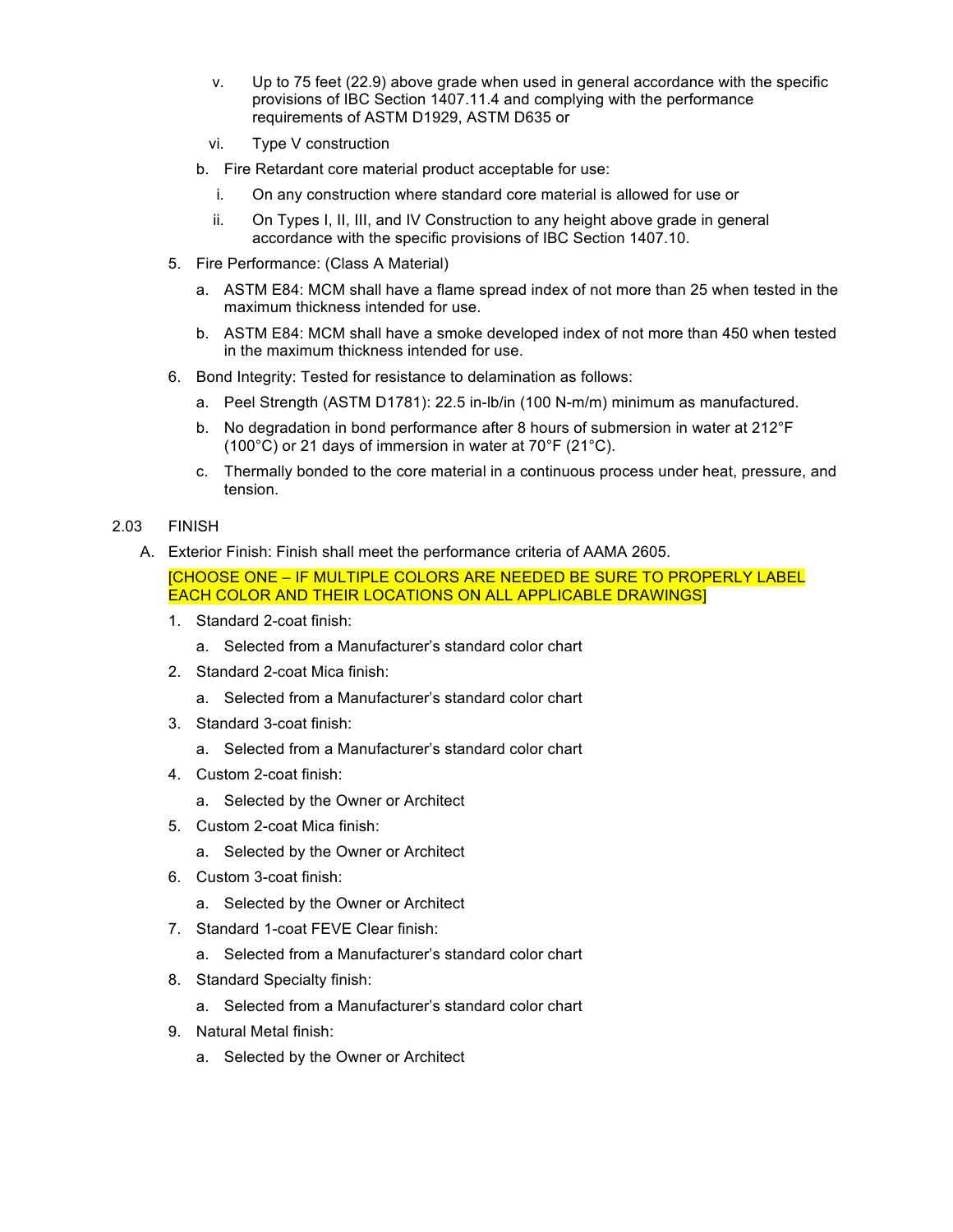v. Up to 75 feet (22.9) above grade when used in general accordance with the specific provisions of IBC Section 1407.11.4 and complying with the performance requirements of ASTM D1929, ASTM D635 or

vi. Type V construction

b. Fire Retardant core material product acceptable for use:

i. On any construction where standard core material is allowed for use or

ii. On Types I, II, III, and IV Construction to any height above grade in general accordance with the specific provisions of IBC Section 1407.10.

5. Fire Performance: (Class A Material)

a. ASTM E84: MCM shall have a flame spread index of not more than 25 when tested in the maximum thickness intended for use.

b. ASTM E84: MCM shall have a smoke developed index of not more than 450 when tested in the maximum thickness intended for use.

6. Bond Integrity: Tested for resistance to delamination as follows:

a. Peel Strength (ASTM D1781): 22.5 in-lb/in (100 N-m/m) minimum as manufactured.

b. No degradation in bond performance after 8 hours of submersion in water at 212°F (100°C) or 21 days of immersion in water at 70°F (21°C).

c. Thermally bonded to the core material in a continuous process under heat, pressure, and tension.

2.03 FINISH

A. Exterior Finish: Finish shall meet the performance criteria of AAMA 2605.

[CHOOSE ONE – IF MULTIPLE COLORS ARE NEEDED BE SURE TO PROPERLY LABEL EACH COLOR AND THEIR LOCATIONS ON ALL APPLICABLE DRAWINGS]

1. Standard 2-coat finish:

a. Selected from a Manufacturer's standard color chart

2. Standard 2-coat Mica finish:

a. Selected from a Manufacturer's standard color chart

3. Standard 3-coat finish:

a. Selected from a Manufacturer's standard color chart

4. Custom 2-coat finish:

a. Selected by the Owner or Architect

5. Custom 2-coat Mica finish:

a. Selected by the Owner or Architect

6. Custom 3-coat finish:

a. Selected by the Owner or Architect

7. Standard 1-coat FEVE Clear finish:

a. Selected from a Manufacturer's standard color chart

8. Standard Specialty finish:

a. Selected from a Manufacturer's standard color chart

9. Natural Metal finish:

a. Selected by the Owner or Architect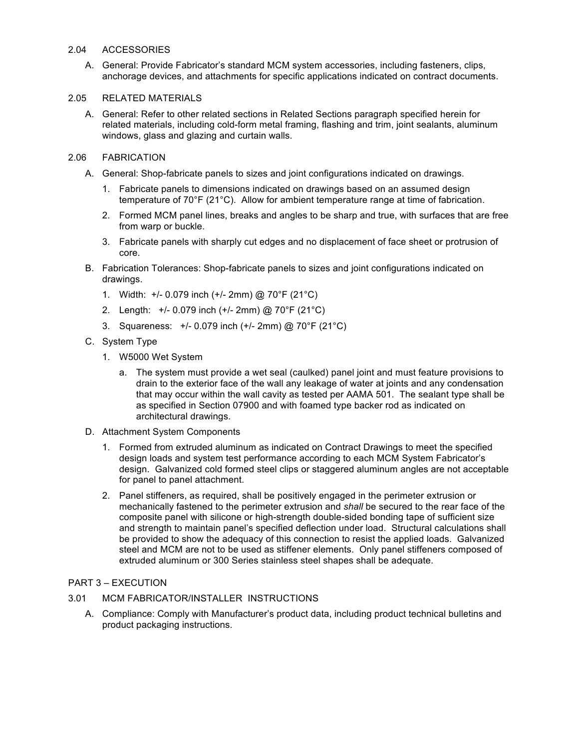## 2.04 ACCESSORIES

A. General: Provide Fabricator's standard MCM system accessories, including fasteners, clips, anchorage devices, and attachments for specific applications indicated on contract documents.

## 2.05 RELATED MATERIALS

A. General: Refer to other related sections in Related Sections paragraph specified herein for related materials, including cold-form metal framing, flashing and trim, joint sealants, aluminum windows, glass and glazing and curtain walls.

## 2.06 FABRICATION

A. General: Shop-fabricate panels to sizes and joint configurations indicated on drawings.

1. Fabricate panels to dimensions indicated on drawings based on an assumed design temperature of 70°F (21°C). Allow for ambient temperature range at time of fabrication.
2. Formed MCM panel lines, breaks and angles to be sharp and true, with surfaces that are free from warp or buckle.
3. Fabricate panels with sharply cut edges and no displacement of face sheet or protrusion of core.

B. Fabrication Tolerances: Shop-fabricate panels to sizes and joint configurations indicated on drawings.

1. Width: +/- 0.079 inch (+/- 2mm) @ 70°F (21°C)
2. Length: +/- 0.079 inch (+/- 2mm) @ 70°F (21°C)
3. Squareness: +/- 0.079 inch (+/- 2mm) @ 70°F (21°C)

C. System Type

1. W5000 Wet System
   a. The system must provide a wet seal (caulked) panel joint and must feature provisions to drain to the exterior face of the wall any leakage of water at joints and any condensation that may occur within the wall cavity as tested per AAMA 501. The sealant type shall be as specified in Section 07900 and with foamed type backer rod as indicated on architectural drawings.

D. Attachment System Components

1. Formed from extruded aluminum as indicated on Contract Drawings to meet the specified design loads and system test performance according to each MCM System Fabricator's design. Galvanized cold formed steel clips or staggered aluminum angles are not acceptable for panel to panel attachment.
2. Panel stiffeners, as required, shall be positively engaged in the perimeter extrusion or mechanically fastened to the perimeter extrusion and *shall* be secured to the rear face of the composite panel with silicone or high-strength double-sided bonding tape of sufficient size and strength to maintain panel's specified deflection under load. Structural calculations shall be provided to show the adequacy of this connection to resist the applied loads. Galvanized steel and MCM are not to be used as stiffener elements. Only panel stiffeners composed of extruded aluminum or 300 Series stainless steel shapes shall be adequate.

# PART 3 – EXECUTION

## 3.01 MCM FABRICATOR/INSTALLER INSTRUCTIONS

A. Compliance: Comply with Manufacturer's product data, including product technical bulletins and product packaging instructions.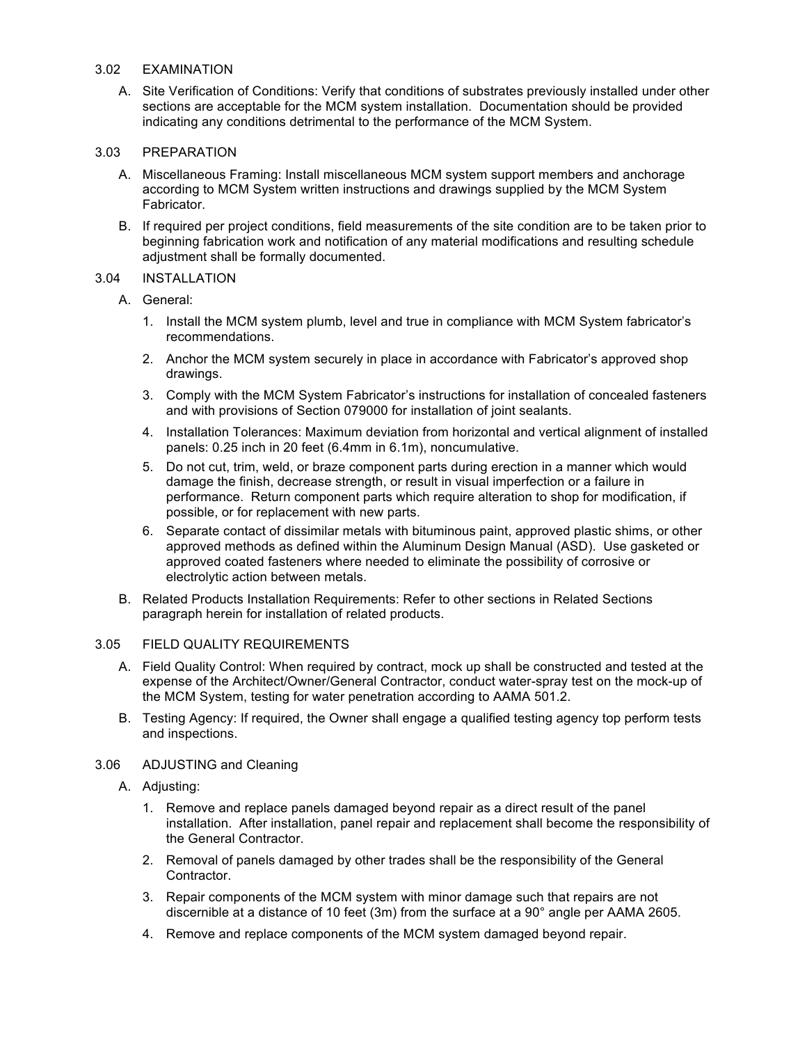## 3.02 EXAMINATION

A. Site Verification of Conditions: Verify that conditions of substrates previously installed under other sections are acceptable for the MCM system installation. Documentation should be provided indicating any conditions detrimental to the performance of the MCM System.

## 3.03 PREPARATION

A. Miscellaneous Framing: Install miscellaneous MCM system support members and anchorage according to MCM System written instructions and drawings supplied by the MCM System Fabricator.

B. If required per project conditions, field measurements of the site condition are to be taken prior to beginning fabrication work and notification of any material modifications and resulting schedule adjustment shall be formally documented.

## 3.04 INSTALLATION

A. General:

1. Install the MCM system plumb, level and true in compliance with MCM System fabricator's recommendations.
2. Anchor the MCM system securely in place in accordance with Fabricator's approved shop drawings.
3. Comply with the MCM System Fabricator's instructions for installation of concealed fasteners and with provisions of Section 079000 for installation of joint sealants.
4. Installation Tolerances: Maximum deviation from horizontal and vertical alignment of installed panels: 0.25 inch in 20 feet (6.4mm in 6.1m), noncumulative.
5. Do not cut, trim, weld, or braze component parts during erection in a manner which would damage the finish, decrease strength, or result in visual imperfection or a failure in performance. Return component parts which require alteration to shop for modification, if possible, or for replacement with new parts.
6. Separate contact of dissimilar metals with bituminous paint, approved plastic shims, or other approved methods as defined within the Aluminum Design Manual (ASD). Use gasketed or approved coated fasteners where needed to eliminate the possibility of corrosive or electrolytic action between metals.

B. Related Products Installation Requirements: Refer to other sections in Related Sections paragraph herein for installation of related products.

## 3.05 FIELD QUALITY REQUIREMENTS

A. Field Quality Control: When required by contract, mock up shall be constructed and tested at the expense of the Architect/Owner/General Contractor, conduct water-spray test on the mock-up of the MCM System, testing for water penetration according to AAMA 501.2.

B. Testing Agency: If required, the Owner shall engage a qualified testing agency top perform tests and inspections.

## 3.06 ADJUSTING and Cleaning

A. Adjusting:

1. Remove and replace panels damaged beyond repair as a direct result of the panel installation. After installation, panel repair and replacement shall become the responsibility of the General Contractor.
2. Removal of panels damaged by other trades shall be the responsibility of the General Contractor.
3. Repair components of the MCM system with minor damage such that repairs are not discernible at a distance of 10 feet (3m) from the surface at a 90° angle per AAMA 2605.
4. Remove and replace components of the MCM system damaged beyond repair.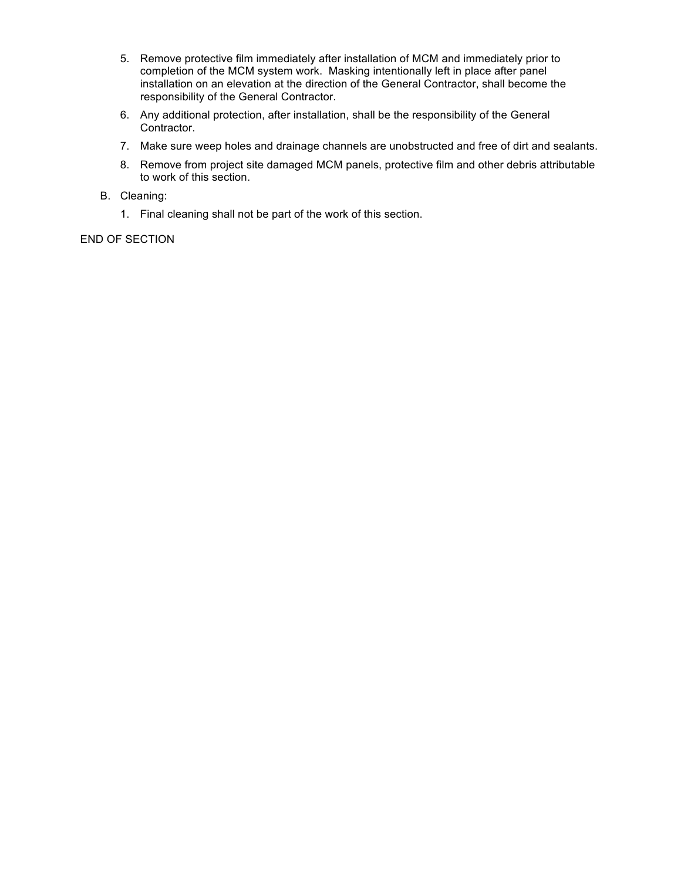5. Remove protective film immediately after installation of MCM and immediately prior to completion of the MCM system work. Masking intentionally left in place after panel installation on an elevation at the direction of the General Contractor, shall become the responsibility of the General Contractor.

6. Any additional protection, after installation, shall be the responsibility of the General Contractor.

7. Make sure weep holes and drainage channels are unobstructed and free of dirt and sealants.

8. Remove from project site damaged MCM panels, protective film and other debris attributable to work of this section.

B. Cleaning:

1. Final cleaning shall not be part of the work of this section.

END OF SECTION